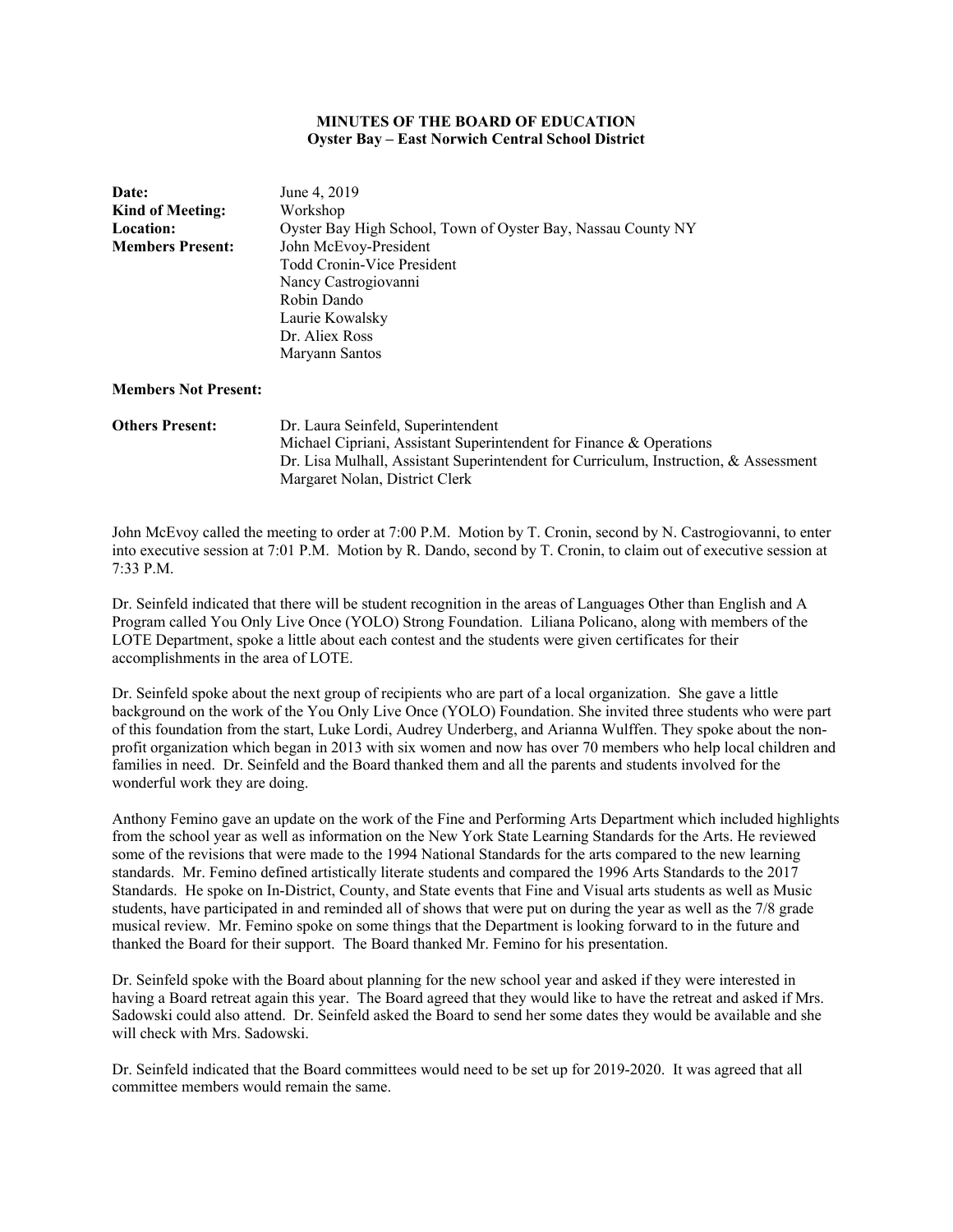**MINUTES OF THE BOARD OF EDUCATION**
**Oyster Bay – East Norwich Central School District**

| | |
|---|---|
| **Date:** | June 4, 2019 |
| **Kind of Meeting:** | Workshop |
| **Location:** | Oyster Bay High School, Town of Oyster Bay, Nassau County NY |
| **Members Present:** | John McEvoy-President<br>Todd Cronin-Vice President<br>Nancy Castrogiovanni<br>Robin Dando<br>Laurie Kowalsky<br>Dr. Aliex Ross<br>Maryann Santos |
| **Members Not Present:** | |
| **Others Present:** | Dr. Laura Seinfeld, Superintendent<br>Michael Cipriani, Assistant Superintendent for Finance & Operations<br>Dr. Lisa Mulhall, Assistant Superintendent for Curriculum, Instruction, & Assessment<br>Margaret Nolan, District Clerk |

John McEvoy called the meeting to order at 7:00 P.M. Motion by T. Cronin, second by N. Castrogiovanni, to enter into executive session at 7:01 P.M. Motion by R. Dando, second by T. Cronin, to claim out of executive session at 7:33 P.M.

Dr. Seinfeld indicated that there will be student recognition in the areas of Languages Other than English and A Program called You Only Live Once (YOLO) Strong Foundation. Liliana Policano, along with members of the LOTE Department, spoke a little about each contest and the students were given certificates for their accomplishments in the area of LOTE.

Dr. Seinfeld spoke about the next group of recipients who are part of a local organization. She gave a little background on the work of the You Only Live Once (YOLO) Foundation. She invited three students who were part of this foundation from the start, Luke Lordi, Audrey Underberg, and Arianna Wulffen. They spoke about the non-profit organization which began in 2013 with six women and now has over 70 members who help local children and families in need. Dr. Seinfeld and the Board thanked them and all the parents and students involved for the wonderful work they are doing.

Anthony Femino gave an update on the work of the Fine and Performing Arts Department which included highlights from the school year as well as information on the New York State Learning Standards for the Arts. He reviewed some of the revisions that were made to the 1994 National Standards for the arts compared to the new learning standards. Mr. Femino defined artistically literate students and compared the 1996 Arts Standards to the 2017 Standards. He spoke on In-District, County, and State events that Fine and Visual arts students as well as Music students, have participated in and reminded all of shows that were put on during the year as well as the 7/8 grade musical review. Mr. Femino spoke on some things that the Department is looking forward to in the future and thanked the Board for their support. The Board thanked Mr. Femino for his presentation.

Dr. Seinfeld spoke with the Board about planning for the new school year and asked if they were interested in having a Board retreat again this year. The Board agreed that they would like to have the retreat and asked if Mrs. Sadowski could also attend. Dr. Seinfeld asked the Board to send her some dates they would be available and she will check with Mrs. Sadowski.

Dr. Seinfeld indicated that the Board committees would need to be set up for 2019-2020. It was agreed that all committee members would remain the same.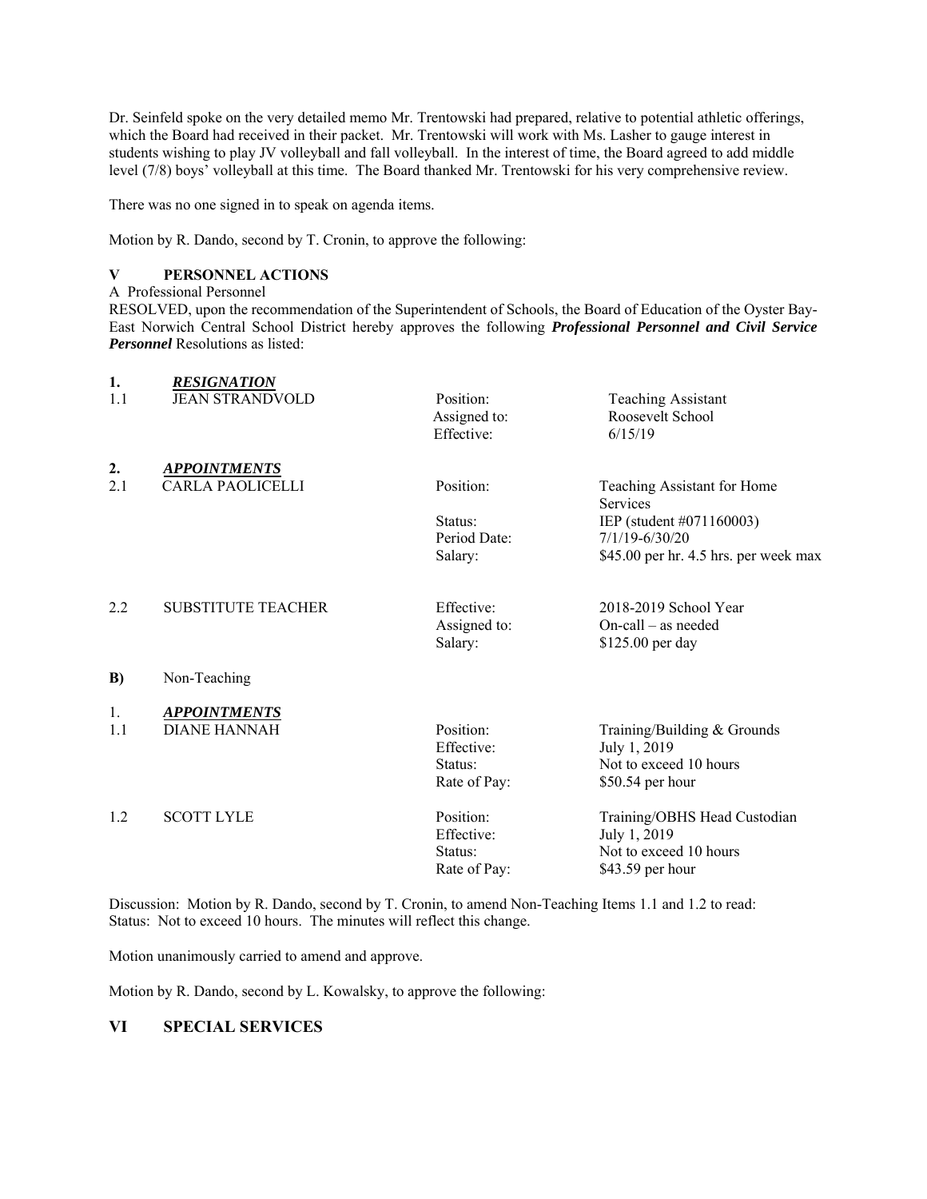Dr. Seinfeld spoke on the very detailed memo Mr. Trentowski had prepared, relative to potential athletic offerings, which the Board had received in their packet. Mr. Trentowski will work with Ms. Lasher to gauge interest in students wishing to play JV volleyball and fall volleyball. In the interest of time, the Board agreed to add middle level (7/8) boys' volleyball at this time. The Board thanked Mr. Trentowski for his very comprehensive review.

There was no one signed in to speak on agenda items.

Motion by R. Dando, second by T. Cronin, to approve the following:

## V PERSONNEL ACTIONS

A Professional Personnel

RESOLVED, upon the recommendation of the Superintendent of Schools, the Board of Education of the Oyster Bay-East Norwich Central School District hereby approves the following ***Professional Personnel and Civil Service Personnel*** Resolutions as listed:

**1.** ***RESIGNATION***

| | | | |
|---|---|---|---|
| 1.1 | JEAN STRANDVOLD | Position: | Teaching Assistant |
| | | Assigned to: | Roosevelt School |
| | | Effective: | 6/15/19 |

**2.** ***APPOINTMENTS***

| | | | |
|---|---|---|---|
| 2.1 | CARLA PAOLICELLI | Position: | Teaching Assistant for Home Services |
| | | Status: | IEP (student #071160003) |
| | | Period Date: | 7/1/19-6/30/20 |
| | | Salary: | $45.00 per hr. 4.5 hrs. per week max |
| 2.2 | SUBSTITUTE TEACHER | Effective: | 2018-2019 School Year |
| | | Assigned to: | On-call – as needed |
| | | Salary: | $125.00 per day |

**B)** Non-Teaching

1. ***APPOINTMENTS***

| | | | |
|---|---|---|---|
| 1.1 | DIANE HANNAH | Position: | Training/Building & Grounds |
| | | Effective: | July 1, 2019 |
| | | Status: | Not to exceed 10 hours |
| | | Rate of Pay: | $50.54 per hour |
| 1.2 | SCOTT LYLE | Position: | Training/OBHS Head Custodian |
| | | Effective: | July 1, 2019 |
| | | Status: | Not to exceed 10 hours |
| | | Rate of Pay: | $43.59 per hour |

Discussion: Motion by R. Dando, second by T. Cronin, to amend Non-Teaching Items 1.1 and 1.2 to read: Status: Not to exceed 10 hours. The minutes will reflect this change.

Motion unanimously carried to amend and approve.

Motion by R. Dando, second by L. Kowalsky, to approve the following:

## VI SPECIAL SERVICES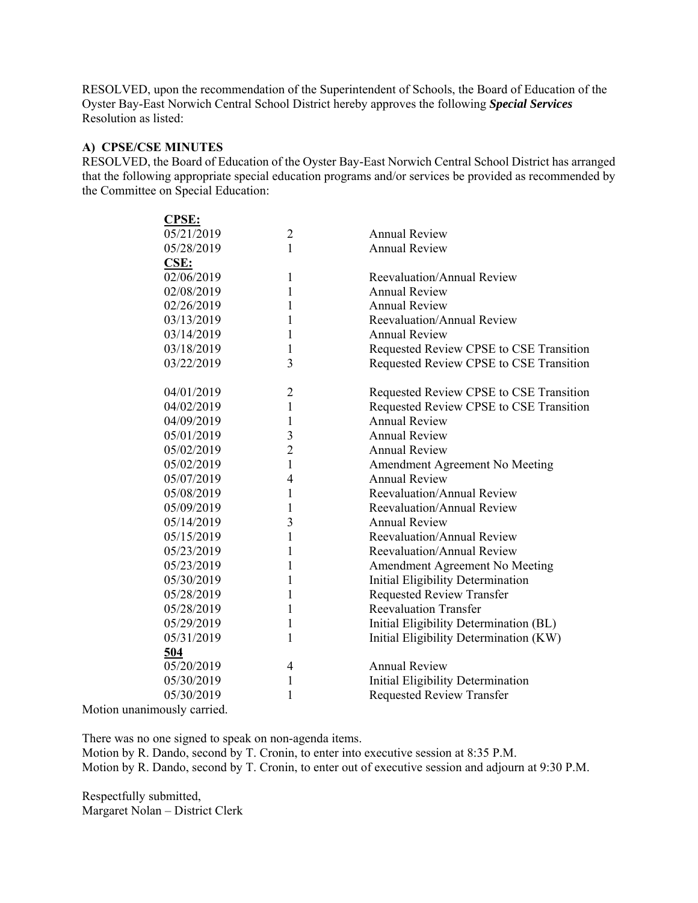RESOLVED, upon the recommendation of the Superintendent of Schools, the Board of Education of the Oyster Bay-East Norwich Central School District hereby approves the following ***Special Services*** Resolution as listed:

**A) CPSE/CSE MINUTES**

RESOLVED, the Board of Education of the Oyster Bay-East Norwich Central School District has arranged that the following appropriate special education programs and/or services be provided as recommended by the Committee on Special Education:

| | | |
|---|---|---|
| **CPSE:** | | |
| 05/21/2019 | 2 | Annual Review |
| 05/28/2019 | 1 | Annual Review |
| **CSE:** | | |
| 02/06/2019 | 1 | Reevaluation/Annual Review |
| 02/08/2019 | 1 | Annual Review |
| 02/26/2019 | 1 | Annual Review |
| 03/13/2019 | 1 | Reevaluation/Annual Review |
| 03/14/2019 | 1 | Annual Review |
| 03/18/2019 | 1 | Requested Review CPSE to CSE Transition |
| 03/22/2019 | 3 | Requested Review CPSE to CSE Transition |
| 04/01/2019 | 2 | Requested Review CPSE to CSE Transition |
| 04/02/2019 | 1 | Requested Review CPSE to CSE Transition |
| 04/09/2019 | 1 | Annual Review |
| 05/01/2019 | 3 | Annual Review |
| 05/02/2019 | 2 | Annual Review |
| 05/02/2019 | 1 | Amendment Agreement No Meeting |
| 05/07/2019 | 4 | Annual Review |
| 05/08/2019 | 1 | Reevaluation/Annual Review |
| 05/09/2019 | 1 | Reevaluation/Annual Review |
| 05/14/2019 | 3 | Annual Review |
| 05/15/2019 | 1 | Reevaluation/Annual Review |
| 05/23/2019 | 1 | Reevaluation/Annual Review |
| 05/23/2019 | 1 | Amendment Agreement No Meeting |
| 05/30/2019 | 1 | Initial Eligibility Determination |
| 05/28/2019 | 1 | Requested Review Transfer |
| 05/28/2019 | 1 | Reevaluation Transfer |
| 05/29/2019 | 1 | Initial Eligibility Determination (BL) |
| 05/31/2019 | 1 | Initial Eligibility Determination (KW) |
| **504** | | |
| 05/20/2019 | 4 | Annual Review |
| 05/30/2019 | 1 | Initial Eligibility Determination |
| 05/30/2019 | 1 | Requested Review Transfer |

Motion unanimously carried.

There was no one signed to speak on non-agenda items.

Motion by R. Dando, second by T. Cronin, to enter into executive session at 8:35 P.M.

Motion by R. Dando, second by T. Cronin, to enter out of executive session and adjourn at 9:30 P.M.

Respectfully submitted,

Margaret Nolan – District Clerk